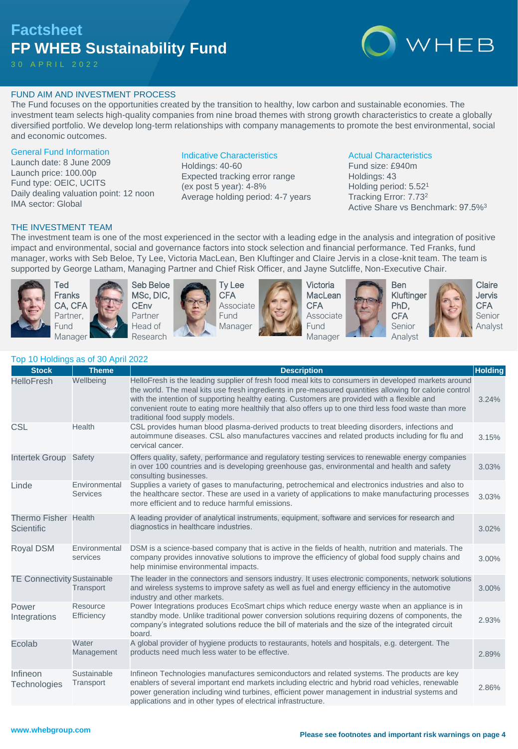# Factsheet

# FP WHEB Sustainability Fund

30 APRIL 2022

## FUND AIM AND INVESTMENT PROCESS

The Fund focuses on the opportunities created by the transition to healthy, low carbon and sustainable economies. The investment team selects high-quality companies from nine broad themes with strong growth characteristics to create a globally diversified portfolio. We develop long-term relationships with company managements to promote the best environmental, social and economic outcomes.

### General Fund Information

Launch date: 8 June 2009
Launch price: 100.00p
Fund type: OEIC, UCITS
Daily dealing valuation point: 12 noon
IMA sector: Global

### Indicative Characteristics

Holdings: 40-60
Expected tracking error range (ex post 5 year): 4-8%
Average holding period: 4-7 years

### Actual Characteristics

Fund size: £940m
Holdings: 43
Holding period: 5.52[1]
Tracking Error: 7.73[2]
Active Share vs Benchmark: 97.5%[3]

## THE INVESTMENT TEAM

The investment team is one of the most experienced in the sector with a leading edge in the analysis and integration of positive impact and environmental, social and governance factors into stock selection and financial performance. Ted Franks, fund manager, works with Seb Beloe, Ty Lee, Victoria MacLean, Ben Kluftinger and Claire Jervis in a close-knit team. The team is supported by George Latham, Managing Partner and Chief Risk Officer, and Jayne Sutcliffe, Non-Executive Chair.

- **Ted Franks** CA, CFA — Partner, Fund Manager
- **Seb Beloe** MSc, DIC, CEnv — Partner, Head of Research
- **Ty Lee** CFA — Associate Fund Manager
- **Victoria MacLean** CFA — Associate Fund Manager
- **Ben Kluftinger** PhD, CFA — Senior Analyst
- **Claire Jervis** CFA — Senior Analyst

### Top 10 Holdings as of 30 April 2022

| Stock | Theme | Description | Holding |
|---|---|---|---|
| HelloFresh | Wellbeing | HelloFresh is the leading supplier of fresh food meal kits to consumers in developed markets around the world. The meal kits use fresh ingredients in pre-measured quantities allowing for calorie control with the intention of supporting healthy eating. Customers are provided with a flexible and convenient route to eating more healthily that also offers up to one third less food waste than more traditional food supply models. | 3.24% |
| CSL | Health | CSL provides human blood plasma-derived products to treat bleeding disorders, infections and autoimmune diseases. CSL also manufactures vaccines and related products including for flu and cervical cancer. | 3.15% |
| Intertek Group | Safety | Offers quality, safety, performance and regulatory testing services to renewable energy companies in over 100 countries and is developing greenhouse gas, environmental and health and safety consulting businesses. | 3.03% |
| Linde | Environmental Services | Supplies a variety of gases to manufacturing, petrochemical and electronics industries and also to the healthcare sector. These are used in a variety of applications to make manufacturing processes more efficient and to reduce harmful emissions. | 3.03% |
| Thermo Fisher Scientific | Health | A leading provider of analytical instruments, equipment, software and services for research and diagnostics in healthcare industries. | 3.02% |
| Royal DSM | Environmental services | DSM is a science-based company that is active in the fields of health, nutrition and materials. The company provides innovative solutions to improve the efficiency of global food supply chains and help minimise environmental impacts. | 3.00% |
| TE Connectivity | Sustainable Transport | The leader in the connectors and sensors industry. It uses electronic components, network solutions and wireless systems to improve safety as well as fuel and energy efficiency in the automotive industry and other markets. | 3.00% |
| Power Integrations | Resource Efficiency | Power Integrations produces EcoSmart chips which reduce energy waste when an appliance is in standby mode. Unlike traditional power conversion solutions requiring dozens of components, the company's integrated solutions reduce the bill of materials and the size of the integrated circuit board. | 2.93% |
| Ecolab | Water Management | A global provider of hygiene products to restaurants, hotels and hospitals, e.g. detergent. The products need much less water to be effective. | 2.89% |
| Infineon Technologies | Sustainable Transport | Infineon Technologies manufactures semiconductors and related systems. The products are key enablers of several important end markets including electric and hybrid road vehicles, renewable power generation including wind turbines, efficient power management in industrial systems and applications and in other types of electrical infrastructure. | 2.86% |

www.whebgroup.com

**Please see footnotes and important risk warnings on page 4**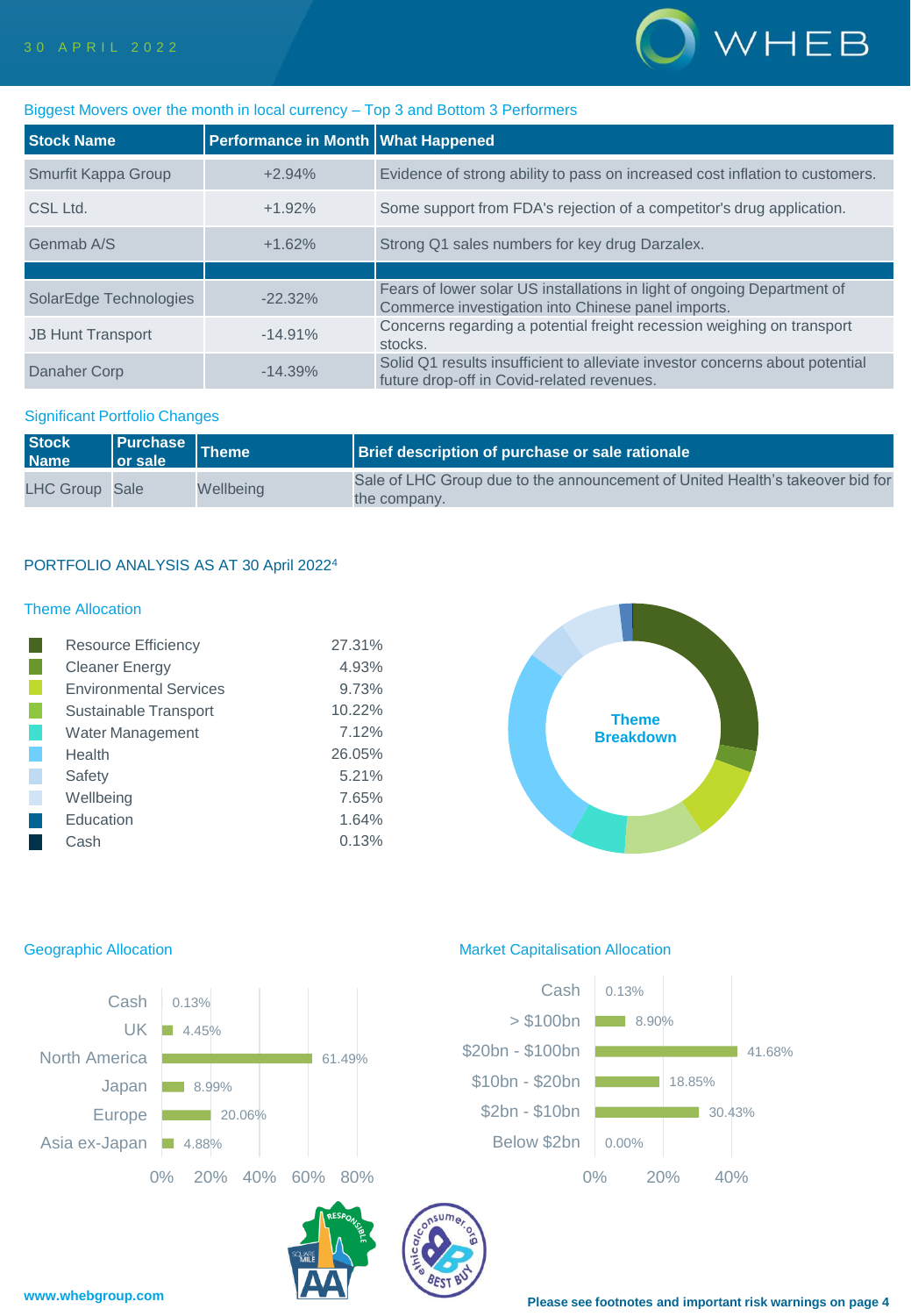## Biggest Movers over the month in local currency – Top 3 and Bottom 3 Performers

| Stock Name | Performance in Month | What Happened |
|---|---|---|
| Smurfit Kappa Group | +2.94% | Evidence of strong ability to pass on increased cost inflation to customers. |
| CSL Ltd. | +1.92% | Some support from FDA's rejection of a competitor's drug application. |
| Genmab A/S | +1.62% | Strong Q1 sales numbers for key drug Darzalex. |
| | | |
| SolarEdge Technologies | -22.32% | Fears of lower solar US installations in light of ongoing Department of Commerce investigation into Chinese panel imports. |
| JB Hunt Transport | -14.91% | Concerns regarding a potential freight recession weighing on transport stocks. |
| Danaher Corp | -14.39% | Solid Q1 results insufficient to alleviate investor concerns about potential future drop-off in Covid-related revenues. |

## Significant Portfolio Changes

| Stock Name | Purchase or sale | Theme | Brief description of purchase or sale rationale |
|---|---|---|---|
| LHC Group | Sale | Wellbeing | Sale of LHC Group due to the announcement of United Health's takeover bid for the company. |

## PORTFOLIO ANALYSIS AS AT 30 April 2022[4]

### Theme Allocation

| Theme | Allocation |
|---|---|
| Resource Efficiency | 27.31% |
| Cleaner Energy | 4.93% |
| Environmental Services | 9.73% |
| Sustainable Transport | 10.22% |
| Water Management | 7.12% |
| Health | 26.05% |
| Safety | 5.21% |
| Wellbeing | 7.65% |
| Education | 1.64% |
| Cash | 0.13% |

### Geographic Allocation

| Region | Allocation |
|---|---|
| Cash | 0.13% |
| UK | 4.45% |
| North America | 61.49% |
| Japan | 8.99% |
| Europe | 20.06% |
| Asia ex-Japan | 4.88% |

### Market Capitalisation Allocation

| Market Cap | Allocation |
|---|---|
| Cash | 0.13% |
| > $100bn | 8.90% |
| $20bn - $100bn | 41.68% |
| $10bn - $20bn | 18.85% |
| $2bn - $10bn | 30.43% |
| Below $2bn | 0.00% |

www.whebgroup.com

**Please see footnotes and important risk warnings on page 4**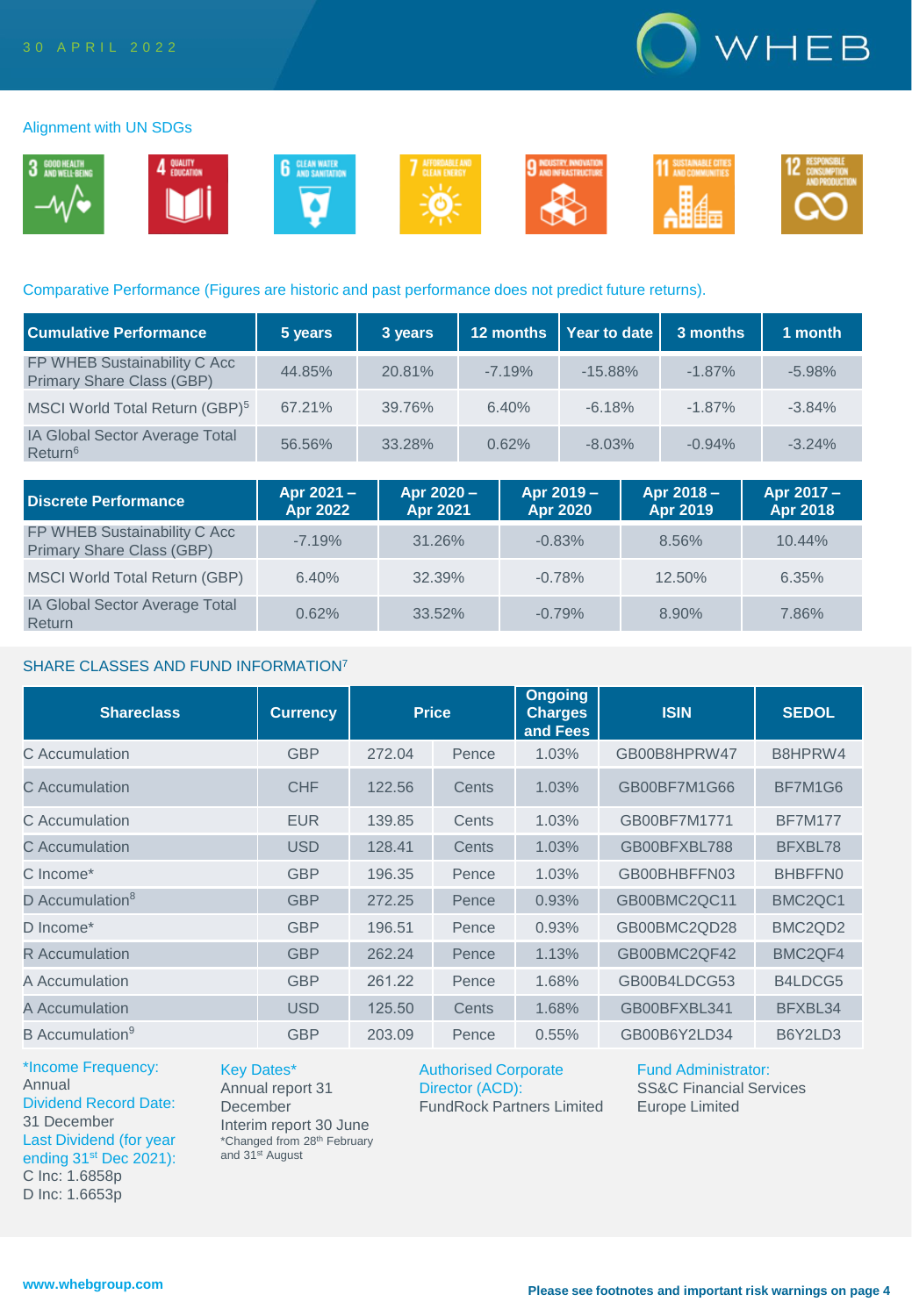## Alignment with UN SDGs

3 GOOD HEALTH AND WELL-BEING | 4 QUALITY EDUCATION | 6 CLEAN WATER AND SANITATION | 7 AFFORDABLE AND CLEAN ENERGY | 9 INDUSTRY, INNOVATION AND INFRASTRUCTURE | 11 SUSTAINABLE CITIES AND COMMUNITIES | 12 RESPONSIBLE CONSUMPTION AND PRODUCTION

## Comparative Performance (Figures are historic and past performance does not predict future returns).

| Cumulative Performance | 5 years | 3 years | 12 months | Year to date | 3 months | 1 month |
|---|---|---|---|---|---|---|
| FP WHEB Sustainability C Acc Primary Share Class (GBP) | 44.85% | 20.81% | -7.19% | -15.88% | -1.87% | -5.98% |
| MSCI World Total Return (GBP)[5] | 67.21% | 39.76% | 6.40% | -6.18% | -1.87% | -3.84% |
| IA Global Sector Average Total Return[6] | 56.56% | 33.28% | 0.62% | -8.03% | -0.94% | -3.24% |

| Discrete Performance | Apr 2021 – Apr 2022 | Apr 2020 – Apr 2021 | Apr 2019 – Apr 2020 | Apr 2018 – Apr 2019 | Apr 2017 – Apr 2018 |
|---|---|---|---|---|---|
| FP WHEB Sustainability C Acc Primary Share Class (GBP) | -7.19% | 31.26% | -0.83% | 8.56% | 10.44% |
| MSCI World Total Return (GBP) | 6.40% | 32.39% | -0.78% | 12.50% | 6.35% |
| IA Global Sector Average Total Return | 0.62% | 33.52% | -0.79% | 8.90% | 7.86% |

## SHARE CLASSES AND FUND INFORMATION[7]

| Shareclass | Currency | Price | | Ongoing Charges and Fees | ISIN | SEDOL |
|---|---|---|---|---|---|---|
| C Accumulation | GBP | 272.04 | Pence | 1.03% | GB00B8HPRW47 | B8HPRW4 |
| C Accumulation | CHF | 122.56 | Cents | 1.03% | GB00BF7M1G66 | BF7M1G6 |
| C Accumulation | EUR | 139.85 | Cents | 1.03% | GB00BF7M1771 | BF7M177 |
| C Accumulation | USD | 128.41 | Cents | 1.03% | GB00BFXBL788 | BFXBL78 |
| C Income* | GBP | 196.35 | Pence | 1.03% | GB00BHBFFN03 | BHBFFN0 |
| D Accumulation[8] | GBP | 272.25 | Pence | 0.93% | GB00BMC2QC11 | BMC2QC1 |
| D Income* | GBP | 196.51 | Pence | 0.93% | GB00BMC2QD28 | BMC2QD2 |
| R Accumulation | GBP | 262.24 | Pence | 1.13% | GB00BMC2QF42 | BMC2QF4 |
| A Accumulation | GBP | 261.22 | Pence | 1.68% | GB00B4LDCG53 | B4LDCG5 |
| A Accumulation | USD | 125.50 | Cents | 1.68% | GB00BFXBL341 | BFXBL34 |
| B Accumulation[9] | GBP | 203.09 | Pence | 0.55% | GB00B6Y2LD34 | B6Y2LD3 |

*Income Frequency:
Annual
Dividend Record Date:
31 December
Last Dividend (for year ending 31st Dec 2021):
C Inc: 1.6858p
D Inc: 1.6653p

Key Dates*
Annual report 31 December
Interim report 30 June
*Changed from 28th February and 31st August

Authorised Corporate Director (ACD):
FundRock Partners Limited

Fund Administrator:
SS&C Financial Services Europe Limited

www.whebgroup.com

**Please see footnotes and important risk warnings on page 4**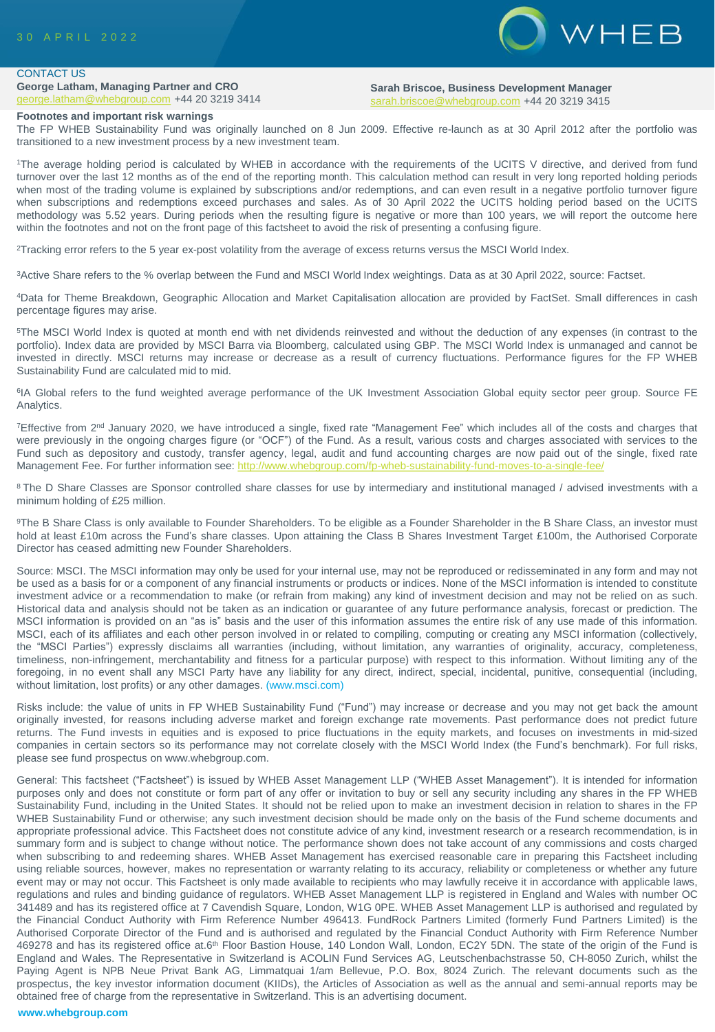30 APRIL 2022

WHEB

CONTACT US

**George Latham, Managing Partner and CRO**
george.latham@whebgroup.com +44 20 3219 3414

**Sarah Briscoe, Business Development Manager**
sarah.briscoe@whebgroup.com +44 20 3219 3415

**Footnotes and important risk warnings**

The FP WHEB Sustainability Fund was originally launched on 8 Jun 2009. Effective re-launch as at 30 April 2012 after the portfolio was transitioned to a new investment process by a new investment team.

[1]The average holding period is calculated by WHEB in accordance with the requirements of the UCITS V directive, and derived from fund turnover over the last 12 months as of the end of the reporting month. This calculation method can result in very long reported holding periods when most of the trading volume is explained by subscriptions and/or redemptions, and can even result in a negative portfolio turnover figure when subscriptions and redemptions exceed purchases and sales. As of 30 April 2022 the UCITS holding period based on the UCITS methodology was 5.52 years. During periods when the resulting figure is negative or more than 100 years, we will report the outcome here within the footnotes and not on the front page of this factsheet to avoid the risk of presenting a confusing figure.

[2]Tracking error refers to the 5 year ex-post volatility from the average of excess returns versus the MSCI World Index.

[3]Active Share refers to the % overlap between the Fund and MSCI World Index weightings. Data as at 30 April 2022, source: Factset.

[4]Data for Theme Breakdown, Geographic Allocation and Market Capitalisation allocation are provided by FactSet. Small differences in cash percentage figures may arise.

[5]The MSCI World Index is quoted at month end with net dividends reinvested and without the deduction of any expenses (in contrast to the portfolio). Index data are provided by MSCI Barra via Bloomberg, calculated using GBP. The MSCI World Index is unmanaged and cannot be invested in directly. MSCI returns may increase or decrease as a result of currency fluctuations. Performance figures for the FP WHEB Sustainability Fund are calculated mid to mid.

[6]IA Global refers to the fund weighted average performance of the UK Investment Association Global equity sector peer group. Source FE Analytics.

[7]Effective from 2nd January 2020, we have introduced a single, fixed rate "Management Fee" which includes all of the costs and charges that were previously in the ongoing charges figure (or "OCF") of the Fund. As a result, various costs and charges associated with services to the Fund such as depository and custody, transfer agency, legal, audit and fund accounting charges are now paid out of the single, fixed rate Management Fee. For further information see: http://www.whebgroup.com/fp-wheb-sustainability-fund-moves-to-a-single-fee/

[8] The D Share Classes are Sponsor controlled share classes for use by intermediary and institutional managed / advised investments with a minimum holding of £25 million.

[9]The B Share Class is only available to Founder Shareholders. To be eligible as a Founder Shareholder in the B Share Class, an investor must hold at least £10m across the Fund's share classes. Upon attaining the Class B Shares Investment Target £100m, the Authorised Corporate Director has ceased admitting new Founder Shareholders.

Source: MSCI. The MSCI information may only be used for your internal use, may not be reproduced or redisseminated in any form and may not be used as a basis for or a component of any financial instruments or products or indices. None of the MSCI information is intended to constitute investment advice or a recommendation to make (or refrain from making) any kind of investment decision and may not be relied on as such. Historical data and analysis should not be taken as an indication or guarantee of any future performance analysis, forecast or prediction. The MSCI information is provided on an "as is" basis and the user of this information assumes the entire risk of any use made of this information. MSCI, each of its affiliates and each other person involved in or related to compiling, computing or creating any MSCI information (collectively, the "MSCI Parties") expressly disclaims all warranties (including, without limitation, any warranties of originality, accuracy, completeness, timeliness, non-infringement, merchantability and fitness for a particular purpose) with respect to this information. Without limiting any of the foregoing, in no event shall any MSCI Party have any liability for any direct, indirect, special, incidental, punitive, consequential (including, without limitation, lost profits) or any other damages. (www.msci.com)

Risks include: the value of units in FP WHEB Sustainability Fund ("Fund") may increase or decrease and you may not get back the amount originally invested, for reasons including adverse market and foreign exchange rate movements. Past performance does not predict future returns. The Fund invests in equities and is exposed to price fluctuations in the equity markets, and focuses on investments in mid-sized companies in certain sectors so its performance may not correlate closely with the MSCI World Index (the Fund's benchmark). For full risks, please see fund prospectus on www.whebgroup.com.

General: This factsheet ("Factsheet") is issued by WHEB Asset Management LLP ("WHEB Asset Management"). It is intended for information purposes only and does not constitute or form part of any offer or invitation to buy or sell any security including any shares in the FP WHEB Sustainability Fund, including in the United States. It should not be relied upon to make an investment decision in relation to shares in the FP WHEB Sustainability Fund or otherwise; any such investment decision should be made only on the basis of the Fund scheme documents and appropriate professional advice. This Factsheet does not constitute advice of any kind, investment research or a research recommendation, is in summary form and is subject to change without notice. The performance shown does not take account of any commissions and costs charged when subscribing to and redeeming shares. WHEB Asset Management has exercised reasonable care in preparing this Factsheet including using reliable sources, however, makes no representation or warranty relating to its accuracy, reliability or completeness or whether any future event may or may not occur. This Factsheet is only made available to recipients who may lawfully receive it in accordance with applicable laws, regulations and rules and binding guidance of regulators. WHEB Asset Management LLP is registered in England and Wales with number OC 341489 and has its registered office at 7 Cavendish Square, London, W1G 0PE. WHEB Asset Management LLP is authorised and regulated by the Financial Conduct Authority with Firm Reference Number 496413. FundRock Partners Limited (formerly Fund Partners Limited) is the Authorised Corporate Director of the Fund and is authorised and regulated by the Financial Conduct Authority with Firm Reference Number 469278 and has its registered office at 6th Floor Bastion House, 140 London Wall, London, EC2Y 5DN. The state of the origin of the Fund is England and Wales. The Representative in Switzerland is ACOLIN Fund Services AG, Leutschenbachstrasse 50, CH-8050 Zurich, whilst the Paying Agent is NPB Neue Privat Bank AG, Limmatquai 1/am Bellevue, P.O. Box, 8024 Zurich. The relevant documents such as the prospectus, the key investor information document (KIIDs), the Articles of Association as well as the annual and semi-annual reports may be obtained free of charge from the representative in Switzerland. This is an advertising document.

www.whebgroup.com